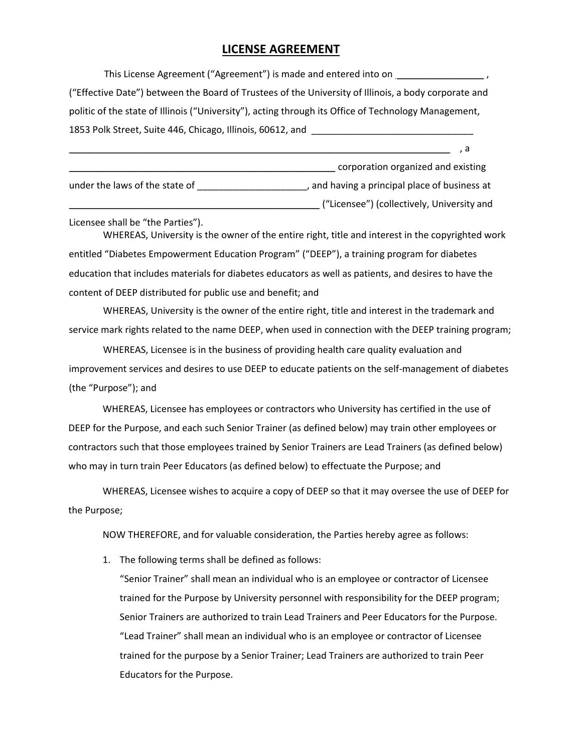# LICENSE AGREEMENT

This License Agreement ("Agreement") is made and entered into on ________________ , ("Effective Date") between the Board of Trustees of the University of Illinois, a body corporate and politic of the state of Illinois ("University"), acting through its Office of Technology Management, 1853 Polk Street, Suite 446, Chicago, Illinois, 60612, and ______________________________ ________________________________________________________________________ , a __________________________________________________ corporation organized and existing under the laws of the state of ____________________, and having a principal place of business at _______________________________________________ ("Licensee") (collectively, University and Licensee shall be "the Parties").

WHEREAS, University is the owner of the entire right, title and interest in the copyrighted work entitled "Diabetes Empowerment Education Program" ("DEEP"), a training program for diabetes education that includes materials for diabetes educators as well as patients, and desires to have the content of DEEP distributed for public use and benefit; and

WHEREAS, University is the owner of the entire right, title and interest in the trademark and service mark rights related to the name DEEP, when used in connection with the DEEP training program;

WHEREAS, Licensee is in the business of providing health care quality evaluation and improvement services and desires to use DEEP to educate patients on the self-management of diabetes (the "Purpose"); and

WHEREAS, Licensee has employees or contractors who University has certified in the use of DEEP for the Purpose, and each such Senior Trainer (as defined below) may train other employees or contractors such that those employees trained by Senior Trainers are Lead Trainers (as defined below) who may in turn train Peer Educators (as defined below) to effectuate the Purpose; and

WHEREAS, Licensee wishes to acquire a copy of DEEP so that it may oversee the use of DEEP for the Purpose;

NOW THEREFORE, and for valuable consideration, the Parties hereby agree as follows:

1. The following terms shall be defined as follows:
   "Senior Trainer" shall mean an individual who is an employee or contractor of Licensee trained for the Purpose by University personnel with responsibility for the DEEP program; Senior Trainers are authorized to train Lead Trainers and Peer Educators for the Purpose.
   "Lead Trainer" shall mean an individual who is an employee or contractor of Licensee trained for the purpose by a Senior Trainer; Lead Trainers are authorized to train Peer Educators for the Purpose.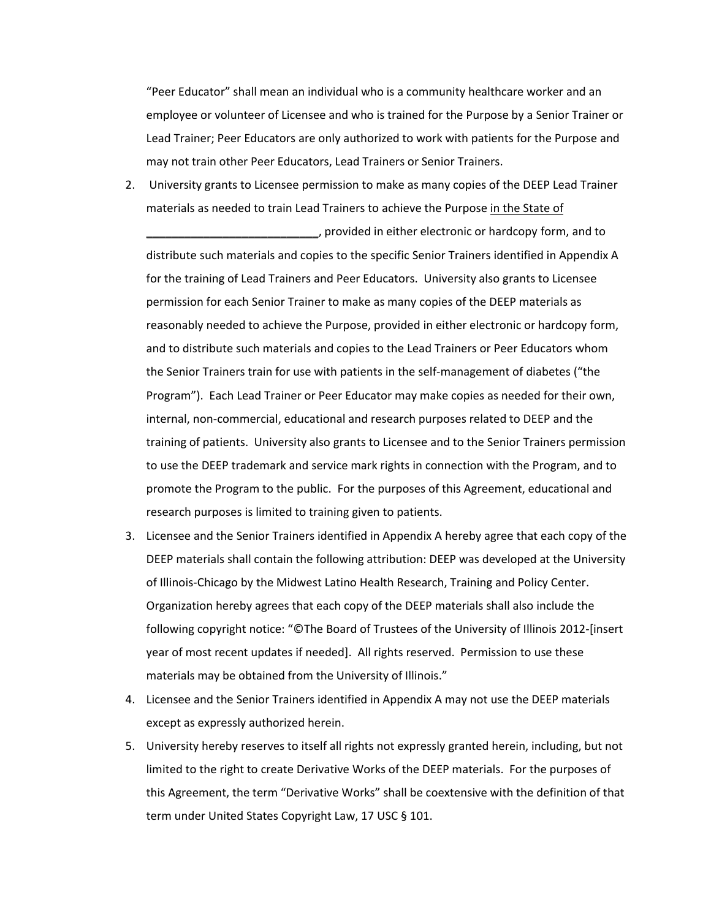"Peer Educator" shall mean an individual who is a community healthcare worker and an employee or volunteer of Licensee and who is trained for the Purpose by a Senior Trainer or Lead Trainer; Peer Educators are only authorized to work with patients for the Purpose and may not train other Peer Educators, Lead Trainers or Senior Trainers.

2. University grants to Licensee permission to make as many copies of the DEEP Lead Trainer materials as needed to train Lead Trainers to achieve the Purpose in the State of ___________________________, provided in either electronic or hardcopy form, and to distribute such materials and copies to the specific Senior Trainers identified in Appendix A for the training of Lead Trainers and Peer Educators. University also grants to Licensee permission for each Senior Trainer to make as many copies of the DEEP materials as reasonably needed to achieve the Purpose, provided in either electronic or hardcopy form, and to distribute such materials and copies to the Lead Trainers or Peer Educators whom the Senior Trainers train for use with patients in the self-management of diabetes ("the Program"). Each Lead Trainer or Peer Educator may make copies as needed for their own, internal, non-commercial, educational and research purposes related to DEEP and the training of patients. University also grants to Licensee and to the Senior Trainers permission to use the DEEP trademark and service mark rights in connection with the Program, and to promote the Program to the public. For the purposes of this Agreement, educational and research purposes is limited to training given to patients.
3. Licensee and the Senior Trainers identified in Appendix A hereby agree that each copy of the DEEP materials shall contain the following attribution: DEEP was developed at the University of Illinois-Chicago by the Midwest Latino Health Research, Training and Policy Center. Organization hereby agrees that each copy of the DEEP materials shall also include the following copyright notice: "©The Board of Trustees of the University of Illinois 2012-[insert year of most recent updates if needed]. All rights reserved. Permission to use these materials may be obtained from the University of Illinois."
4. Licensee and the Senior Trainers identified in Appendix A may not use the DEEP materials except as expressly authorized herein.
5. University hereby reserves to itself all rights not expressly granted herein, including, but not limited to the right to create Derivative Works of the DEEP materials. For the purposes of this Agreement, the term "Derivative Works" shall be coextensive with the definition of that term under United States Copyright Law, 17 USC § 101.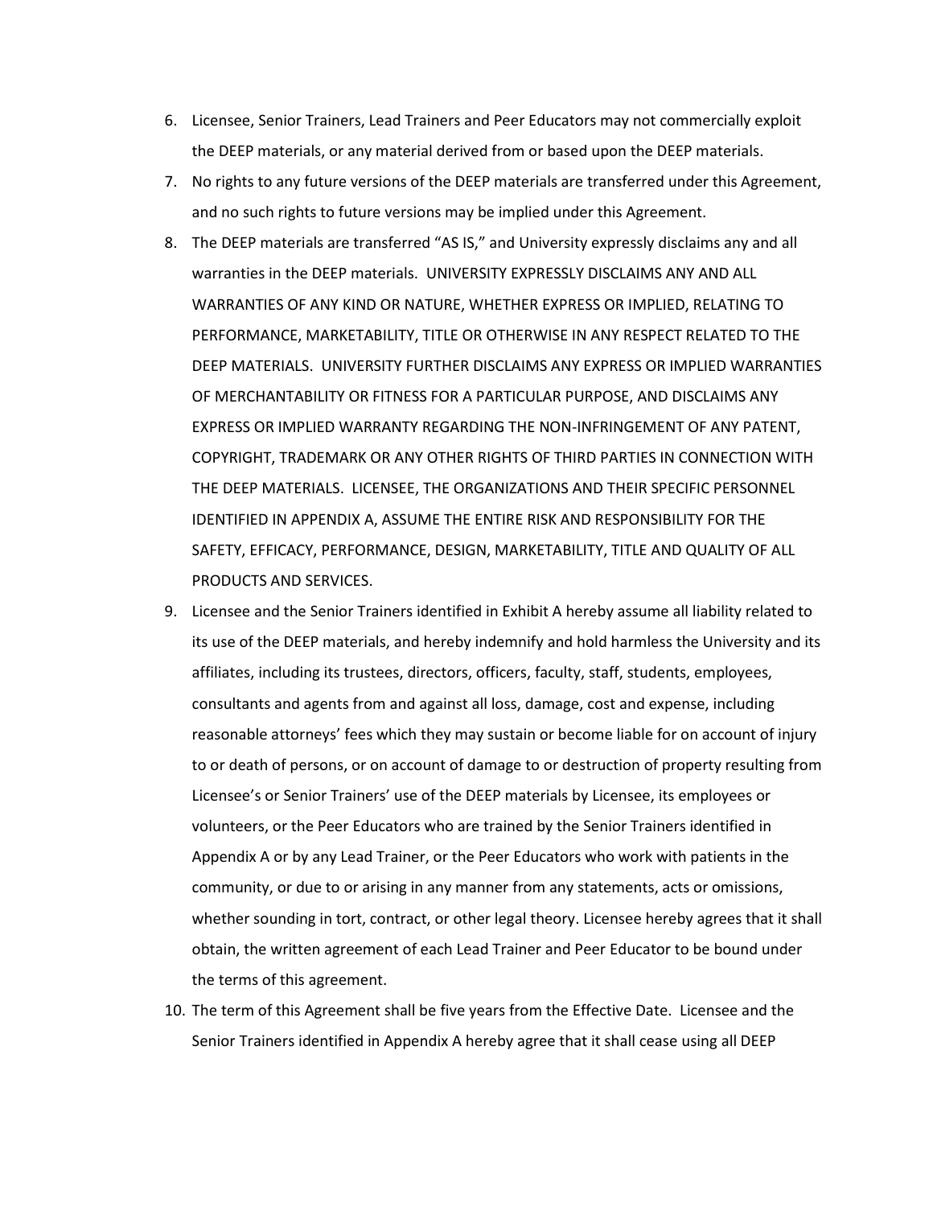6. Licensee, Senior Trainers, Lead Trainers and Peer Educators may not commercially exploit the DEEP materials, or any material derived from or based upon the DEEP materials.
7. No rights to any future versions of the DEEP materials are transferred under this Agreement, and no such rights to future versions may be implied under this Agreement.
8. The DEEP materials are transferred "AS IS," and University expressly disclaims any and all warranties in the DEEP materials. UNIVERSITY EXPRESSLY DISCLAIMS ANY AND ALL WARRANTIES OF ANY KIND OR NATURE, WHETHER EXPRESS OR IMPLIED, RELATING TO PERFORMANCE, MARKETABILITY, TITLE OR OTHERWISE IN ANY RESPECT RELATED TO THE DEEP MATERIALS. UNIVERSITY FURTHER DISCLAIMS ANY EXPRESS OR IMPLIED WARRANTIES OF MERCHANTABILITY OR FITNESS FOR A PARTICULAR PURPOSE, AND DISCLAIMS ANY EXPRESS OR IMPLIED WARRANTY REGARDING THE NON-INFRINGEMENT OF ANY PATENT, COPYRIGHT, TRADEMARK OR ANY OTHER RIGHTS OF THIRD PARTIES IN CONNECTION WITH THE DEEP MATERIALS. LICENSEE, THE ORGANIZATIONS AND THEIR SPECIFIC PERSONNEL IDENTIFIED IN APPENDIX A, ASSUME THE ENTIRE RISK AND RESPONSIBILITY FOR THE SAFETY, EFFICACY, PERFORMANCE, DESIGN, MARKETABILITY, TITLE AND QUALITY OF ALL PRODUCTS AND SERVICES.
9. Licensee and the Senior Trainers identified in Exhibit A hereby assume all liability related to its use of the DEEP materials, and hereby indemnify and hold harmless the University and its affiliates, including its trustees, directors, officers, faculty, staff, students, employees, consultants and agents from and against all loss, damage, cost and expense, including reasonable attorneys' fees which they may sustain or become liable for on account of injury to or death of persons, or on account of damage to or destruction of property resulting from Licensee's or Senior Trainers' use of the DEEP materials by Licensee, its employees or volunteers, or the Peer Educators who are trained by the Senior Trainers identified in Appendix A or by any Lead Trainer, or the Peer Educators who work with patients in the community, or due to or arising in any manner from any statements, acts or omissions, whether sounding in tort, contract, or other legal theory. Licensee hereby agrees that it shall obtain, the written agreement of each Lead Trainer and Peer Educator to be bound under the terms of this agreement.
10. The term of this Agreement shall be five years from the Effective Date. Licensee and the Senior Trainers identified in Appendix A hereby agree that it shall cease using all DEEP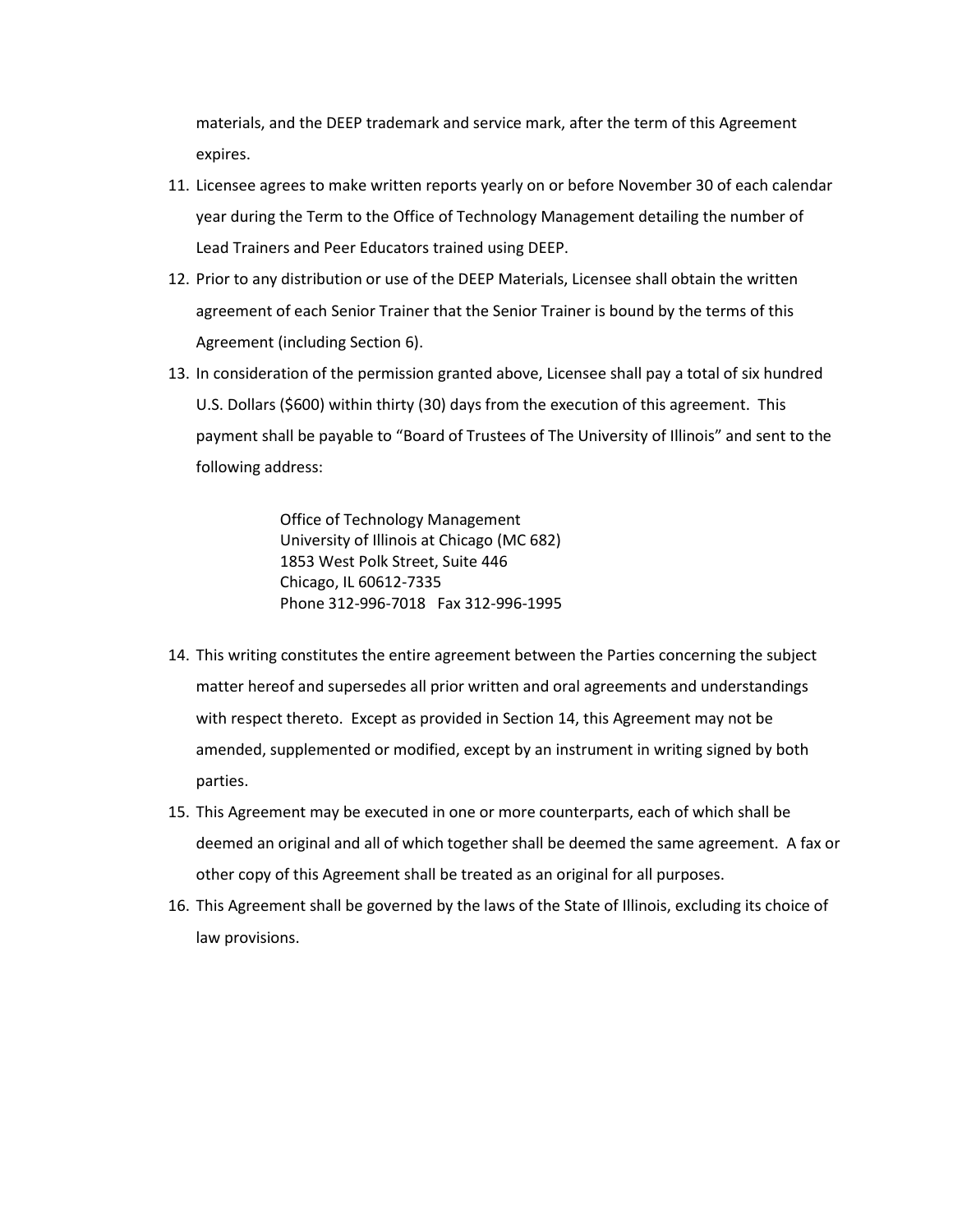materials, and the DEEP trademark and service mark, after the term of this Agreement expires.

11. Licensee agrees to make written reports yearly on or before November 30 of each calendar year during the Term to the Office of Technology Management detailing the number of Lead Trainers and Peer Educators trained using DEEP.
12. Prior to any distribution or use of the DEEP Materials, Licensee shall obtain the written agreement of each Senior Trainer that the Senior Trainer is bound by the terms of this Agreement (including Section 6).
13. In consideration of the permission granted above, Licensee shall pay a total of six hundred U.S. Dollars ($600) within thirty (30) days from the execution of this agreement. This payment shall be payable to "Board of Trustees of The University of Illinois" and sent to the following address:

    Office of Technology Management
    University of Illinois at Chicago (MC 682)
    1853 West Polk Street, Suite 446
    Chicago, IL 60612-7335
    Phone 312-996-7018 Fax 312-996-1995

14. This writing constitutes the entire agreement between the Parties concerning the subject matter hereof and supersedes all prior written and oral agreements and understandings with respect thereto. Except as provided in Section 14, this Agreement may not be amended, supplemented or modified, except by an instrument in writing signed by both parties.
15. This Agreement may be executed in one or more counterparts, each of which shall be deemed an original and all of which together shall be deemed the same agreement. A fax or other copy of this Agreement shall be treated as an original for all purposes.
16. This Agreement shall be governed by the laws of the State of Illinois, excluding its choice of law provisions.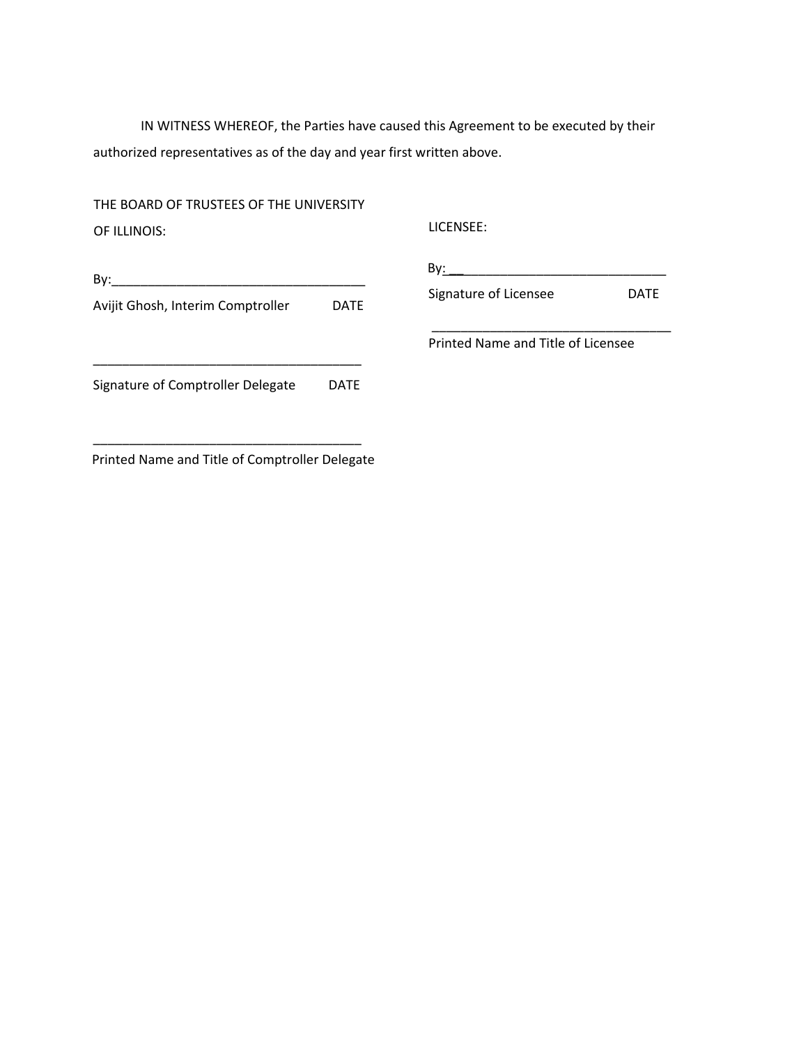IN WITNESS WHEREOF, the Parties have caused this Agreement to be executed by their authorized representatives as of the day and year first written above.

THE BOARD OF TRUSTEES OF THE UNIVERSITY OF ILLINOIS:

By:___________________________________

Avijit Ghosh, Interim Comptroller DATE

_____________________________________

Signature of Comptroller Delegate DATE

_____________________________________

Printed Name and Title of Comptroller Delegate

LICENSEE:

By:________________________________

Signature of Licensee DATE

_________________________________

Printed Name and Title of Licensee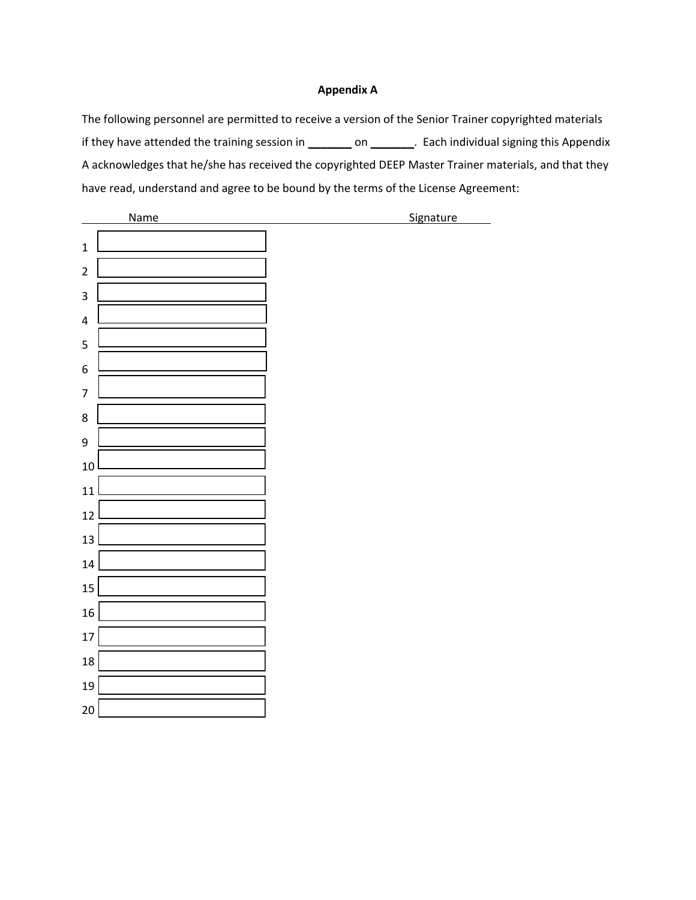**Appendix A**

The following personnel are permitted to receive a version of the Senior Trainer copyrighted materials if they have attended the training session in _______ on _______. Each individual signing this Appendix A acknowledges that he/she has received the copyrighted DEEP Master Trainer materials, and that they have read, understand and agree to be bound by the terms of the License Agreement:

| | Name | Signature |
|---|---|---|
| 1 | | |
| 2 | | |
| 3 | | |
| 4 | | |
| 5 | | |
| 6 | | |
| 7 | | |
| 8 | | |
| 9 | | |
| 10 | | |
| 11 | | |
| 12 | | |
| 13 | | |
| 14 | | |
| 15 | | |
| 16 | | |
| 17 | | |
| 18 | | |
| 19 | | |
| 20 | | |